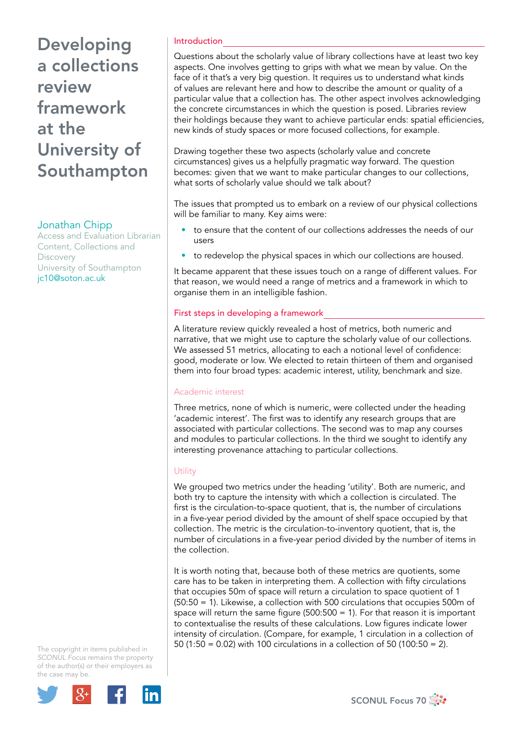# Developing a collections review framework at the University of Southampton

Jonathan Chipp
Access and Evaluation Librarian
Content, Collections and Discovery
University of Southampton
jc10@soton.ac.uk

## Introduction

Questions about the scholarly value of library collections have at least two key aspects. One involves getting to grips with what we mean by value. On the face of it that's a very big question. It requires us to understand what kinds of values are relevant here and how to describe the amount or quality of a particular value that a collection has. The other aspect involves acknowledging the concrete circumstances in which the question is posed. Libraries review their holdings because they want to achieve particular ends: spatial efficiencies, new kinds of study spaces or more focused collections, for example.

Drawing together these two aspects (scholarly value and concrete circumstances) gives us a helpfully pragmatic way forward. The question becomes: given that we want to make particular changes to our collections, what sorts of scholarly value should we talk about?

The issues that prompted us to embark on a review of our physical collections will be familiar to many. Key aims were:

- to ensure that the content of our collections addresses the needs of our users
- to redevelop the physical spaces in which our collections are housed.

It became apparent that these issues touch on a range of different values. For that reason, we would need a range of metrics and a framework in which to organise them in an intelligible fashion.

## First steps in developing a framework

A literature review quickly revealed a host of metrics, both numeric and narrative, that we might use to capture the scholarly value of our collections. We assessed 51 metrics, allocating to each a notional level of confidence: good, moderate or low. We elected to retain thirteen of them and organised them into four broad types: academic interest, utility, benchmark and size.

### Academic interest

Three metrics, none of which is numeric, were collected under the heading 'academic interest'. The first was to identify any research groups that are associated with particular collections. The second was to map any courses and modules to particular collections. In the third we sought to identify any interesting provenance attaching to particular collections.

### Utility

We grouped two metrics under the heading 'utility'. Both are numeric, and both try to capture the intensity with which a collection is circulated. The first is the circulation-to-space quotient, that is, the number of circulations in a five-year period divided by the amount of shelf space occupied by that collection. The metric is the circulation-to-inventory quotient, that is, the number of circulations in a five-year period divided by the number of items in the collection.

It is worth noting that, because both of these metrics are quotients, some care has to be taken in interpreting them. A collection with fifty circulations that occupies 50m of space will return a circulation to space quotient of 1 (50:50 = 1). Likewise, a collection with 500 circulations that occupies 500m of space will return the same figure (500:500 = 1). For that reason it is important to contextualise the results of these calculations. Low figures indicate lower intensity of circulation. (Compare, for example, 1 circulation in a collection of 50 (1:50 = 0.02) with 100 circulations in a collection of 50 (100:50 = 2).

The copyright in items published in *SCONUL Focus* remains the property of the author(s) or their employers as the case may be.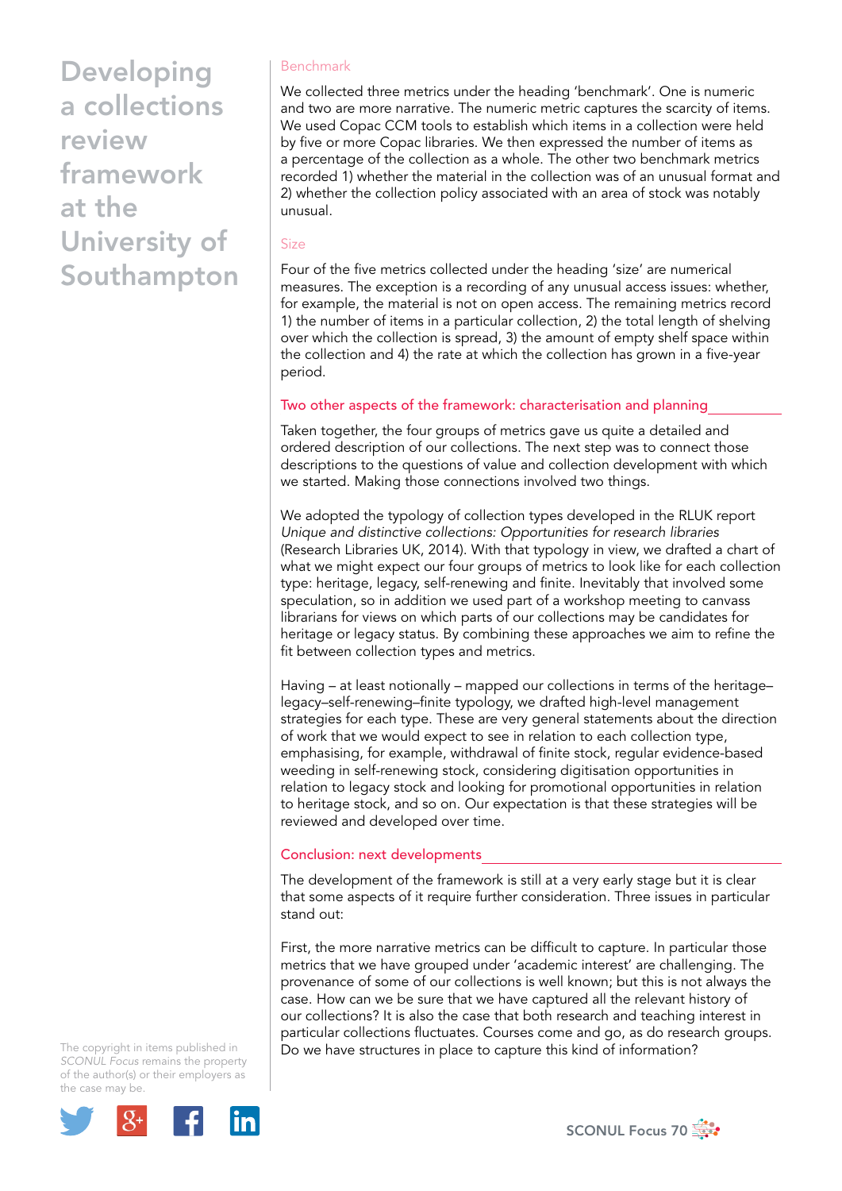### Benchmark

We collected three metrics under the heading 'benchmark'. One is numeric and two are more narrative. The numeric metric captures the scarcity of items. We used Copac CCM tools to establish which items in a collection were held by five or more Copac libraries. We then expressed the number of items as a percentage of the collection as a whole. The other two benchmark metrics recorded 1) whether the material in the collection was of an unusual format and 2) whether the collection policy associated with an area of stock was notably unusual.

### Size

Four of the five metrics collected under the heading 'size' are numerical measures. The exception is a recording of any unusual access issues: whether, for example, the material is not on open access. The remaining metrics record 1) the number of items in a particular collection, 2) the total length of shelving over which the collection is spread, 3) the amount of empty shelf space within the collection and 4) the rate at which the collection has grown in a five-year period.

## Two other aspects of the framework: characterisation and planning

Taken together, the four groups of metrics gave us quite a detailed and ordered description of our collections. The next step was to connect those descriptions to the questions of value and collection development with which we started. Making those connections involved two things.

We adopted the typology of collection types developed in the RLUK report *Unique and distinctive collections: Opportunities for research libraries* (Research Libraries UK, 2014). With that typology in view, we drafted a chart of what we might expect our four groups of metrics to look like for each collection type: heritage, legacy, self-renewing and finite. Inevitably that involved some speculation, so in addition we used part of a workshop meeting to canvass librarians for views on which parts of our collections may be candidates for heritage or legacy status. By combining these approaches we aim to refine the fit between collection types and metrics.

Having – at least notionally – mapped our collections in terms of the heritage–legacy–self-renewing–finite typology, we drafted high-level management strategies for each type. These are very general statements about the direction of work that we would expect to see in relation to each collection type, emphasising, for example, withdrawal of finite stock, regular evidence-based weeding in self-renewing stock, considering digitisation opportunities in relation to legacy stock and looking for promotional opportunities in relation to heritage stock, and so on. Our expectation is that these strategies will be reviewed and developed over time.

## Conclusion: next developments

The development of the framework is still at a very early stage but it is clear that some aspects of it require further consideration. Three issues in particular stand out:

First, the more narrative metrics can be difficult to capture. In particular those metrics that we have grouped under 'academic interest' are challenging. The provenance of some of our collections is well known; but this is not always the case. How can we be sure that we have captured all the relevant history of our collections? It is also the case that both research and teaching interest in particular collections fluctuates. Courses come and go, as do research groups. Do we have structures in place to capture this kind of information?

The copyright in items published in *SCONUL Focus* remains the property of the author(s) or their employers as the case may be.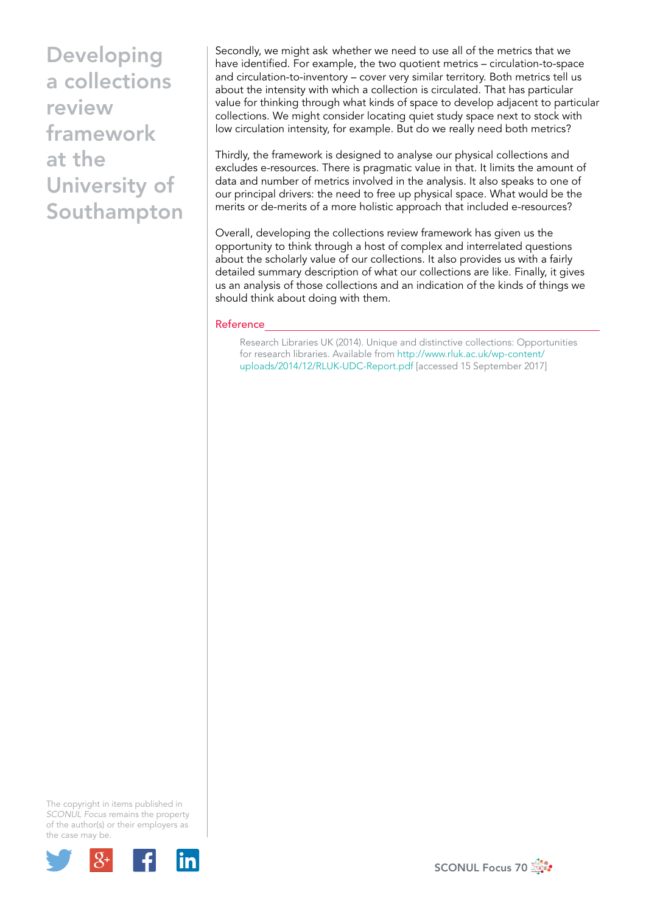Secondly, we might ask whether we need to use all of the metrics that we have identified. For example, the two quotient metrics – circulation-to-space and circulation-to-inventory – cover very similar territory. Both metrics tell us about the intensity with which a collection is circulated. That has particular value for thinking through what kinds of space to develop adjacent to particular collections. We might consider locating quiet study space next to stock with low circulation intensity, for example. But do we really need both metrics?

Thirdly, the framework is designed to analyse our physical collections and excludes e-resources. There is pragmatic value in that. It limits the amount of data and number of metrics involved in the analysis. It also speaks to one of our principal drivers: the need to free up physical space. What would be the merits or de-merits of a more holistic approach that included e-resources?

Overall, developing the collections review framework has given us the opportunity to think through a host of complex and interrelated questions about the scholarly value of our collections. It also provides us with a fairly detailed summary description of what our collections are like. Finally, it gives us an analysis of those collections and an indication of the kinds of things we should think about doing with them.

## Reference

Research Libraries UK (2014). Unique and distinctive collections: Opportunities for research libraries. Available from http://www.rluk.ac.uk/wp-content/uploads/2014/12/RLUK-UDC-Report.pdf [accessed 15 September 2017]

The copyright in items published in *SCONUL Focus* remains the property of the author(s) or their employers as the case may be.